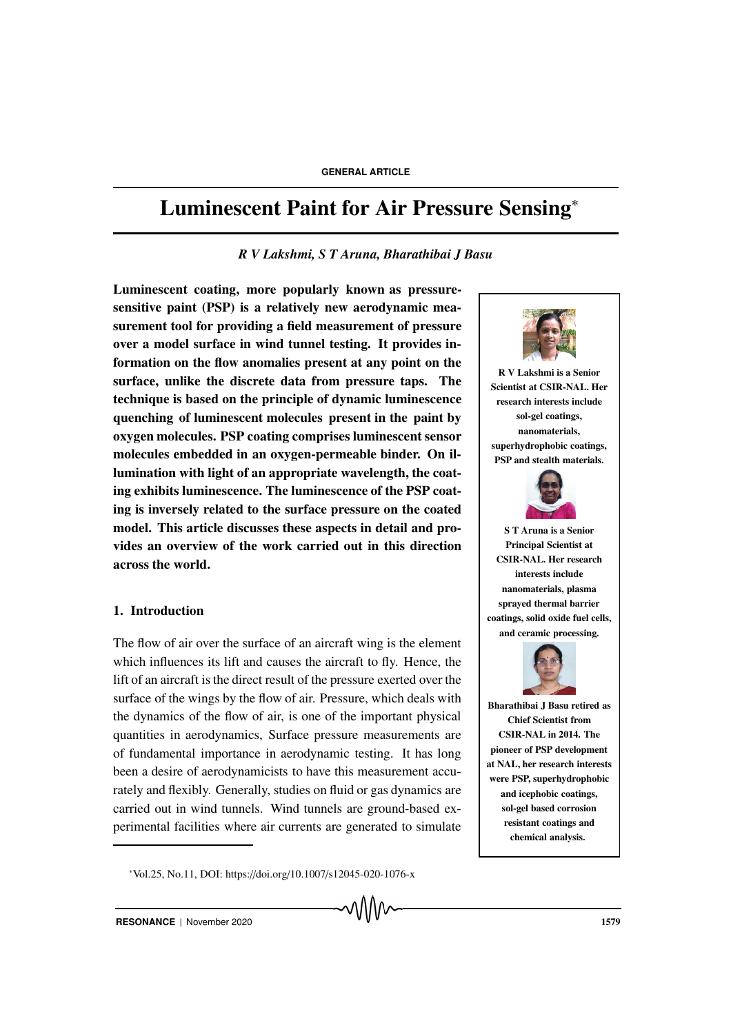GENERAL ARTICLE

# Luminescent Paint for Air Pressure Sensing*

*R V Lakshmi, S T Aruna, Bharathibai J Basu*

**Luminescent coating, more popularly known as pressure-sensitive paint (PSP) is a relatively new aerodynamic measurement tool for providing a field measurement of pressure over a model surface in wind tunnel testing. It provides information on the flow anomalies present at any point on the surface, unlike the discrete data from pressure taps. The technique is based on the principle of dynamic luminescence quenching of luminescent molecules present in the paint by oxygen molecules. PSP coating comprises luminescent sensor molecules embedded in an oxygen-permeable binder. On illumination with light of an appropriate wavelength, the coating exhibits luminescence. The luminescence of the PSP coating is inversely related to the surface pressure on the coated model. This article discusses these aspects in detail and provides an overview of the work carried out in this direction across the world.**

**R V Lakshmi is a Senior Scientist at CSIR-NAL. Her research interests include sol-gel coatings, nanomaterials, superhydrophobic coatings, PSP and stealth materials.**

**S T Aruna is a Senior Principal Scientist at CSIR-NAL. Her research interests include nanomaterials, plasma sprayed thermal barrier coatings, solid oxide fuel cells, and ceramic processing.**

**Bharathibai J Basu retired as Chief Scientist from CSIR-NAL in 2014. The pioneer of PSP development at NAL, her research interests were PSP, superhydrophobic and icephobic coatings, sol-gel based corrosion resistant coatings and chemical analysis.**

## 1. Introduction

The flow of air over the surface of an aircraft wing is the element which influences its lift and causes the aircraft to fly. Hence, the lift of an aircraft is the direct result of the pressure exerted over the surface of the wings by the flow of air. Pressure, which deals with the dynamics of the flow of air, is one of the important physical quantities in aerodynamics, Surface pressure measurements are of fundamental importance in aerodynamic testing. It has long been a desire of aerodynamicists to have this measurement accurately and flexibly. Generally, studies on fluid or gas dynamics are carried out in wind tunnels. Wind tunnels are ground-based experimental facilities where air currents are generated to simulate

*Vol.25, No.11, DOI: https://doi.org/10.1007/s12045-020-1076-x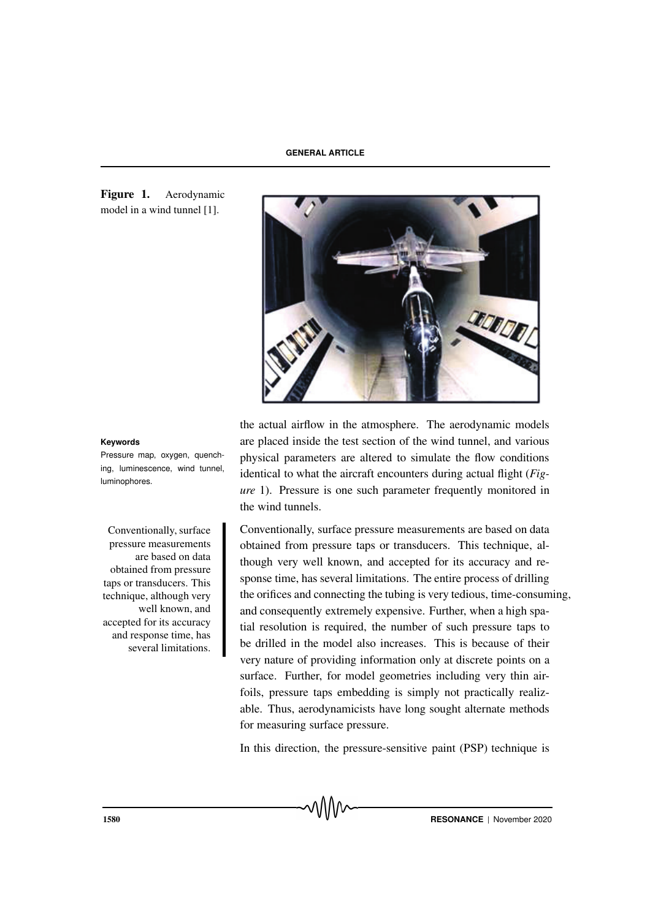Figure 1. Aerodynamic model in a wind tunnel [1].

the actual airflow in the atmosphere. The aerodynamic models are placed inside the test section of the wind tunnel, and various physical parameters are altered to simulate the flow conditions identical to what the aircraft encounters during actual flight (*Figure* 1). Pressure is one such parameter frequently monitored in the wind tunnels.

**Keywords**

Pressure map, oxygen, quenching, luminescence, wind tunnel, luminophores.

Conventionally, surface pressure measurements are based on data obtained from pressure taps or transducers. This technique, although very well known, and accepted for its accuracy and response time, has several limitations. The entire process of drilling the orifices and connecting the tubing is very tedious, time-consuming, and consequently extremely expensive. Further, when a high spatial resolution is required, the number of such pressure taps to be drilled in the model also increases. This is because of their very nature of providing information only at discrete points on a surface. Further, for model geometries including very thin airfoils, pressure taps embedding is simply not practically realizable. Thus, aerodynamicists have long sought alternate methods for measuring surface pressure.

In this direction, the pressure-sensitive paint (PSP) technique is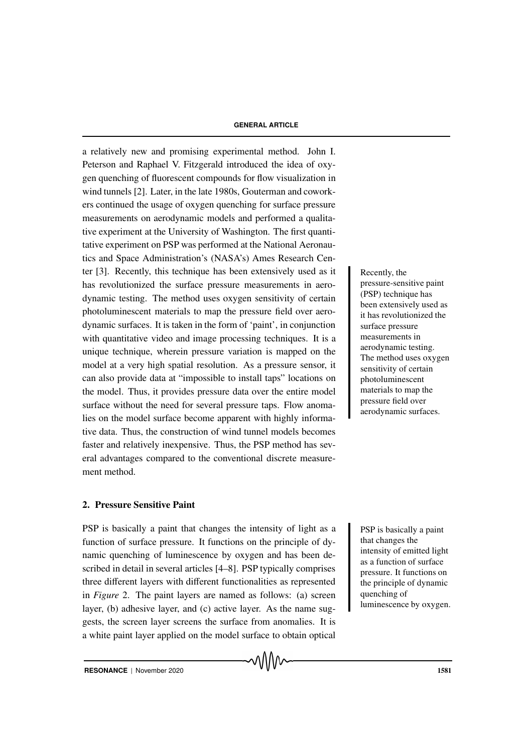a relatively new and promising experimental method. John I. Peterson and Raphael V. Fitzgerald introduced the idea of oxygen quenching of fluorescent compounds for flow visualization in wind tunnels [2]. Later, in the late 1980s, Gouterman and coworkers continued the usage of oxygen quenching for surface pressure measurements on aerodynamic models and performed a qualitative experiment at the University of Washington. The first quantitative experiment on PSP was performed at the National Aeronautics and Space Administration's (NASA's) Ames Research Center [3]. Recently, this technique has been extensively used as it has revolutionized the surface pressure measurements in aerodynamic testing. The method uses oxygen sensitivity of certain photoluminescent materials to map the pressure field over aerodynamic surfaces. It is taken in the form of 'paint', in conjunction with quantitative video and image processing techniques. It is a unique technique, wherein pressure variation is mapped on the model at a very high spatial resolution. As a pressure sensor, it can also provide data at "impossible to install taps" locations on the model. Thus, it provides pressure data over the entire model surface without the need for several pressure taps. Flow anomalies on the model surface become apparent with highly informative data. Thus, the construction of wind tunnel models becomes faster and relatively inexpensive. Thus, the PSP method has several advantages compared to the conventional discrete measurement method.

Recently, the pressure-sensitive paint (PSP) technique has been extensively used as it has revolutionized the surface pressure measurements in aerodynamic testing. The method uses oxygen sensitivity of certain photoluminescent materials to map the pressure field over aerodynamic surfaces.

## 2. Pressure Sensitive Paint

PSP is basically a paint that changes the intensity of light as a function of surface pressure. It functions on the principle of dynamic quenching of luminescence by oxygen and has been described in detail in several articles [4–8]. PSP typically comprises three different layers with different functionalities as represented in *Figure* 2. The paint layers are named as follows: (a) screen layer, (b) adhesive layer, and (c) active layer. As the name suggests, the screen layer screens the surface from anomalies. It is a white paint layer applied on the model surface to obtain optical

PSP is basically a paint that changes the intensity of emitted light as a function of surface pressure. It functions on the principle of dynamic quenching of luminescence by oxygen.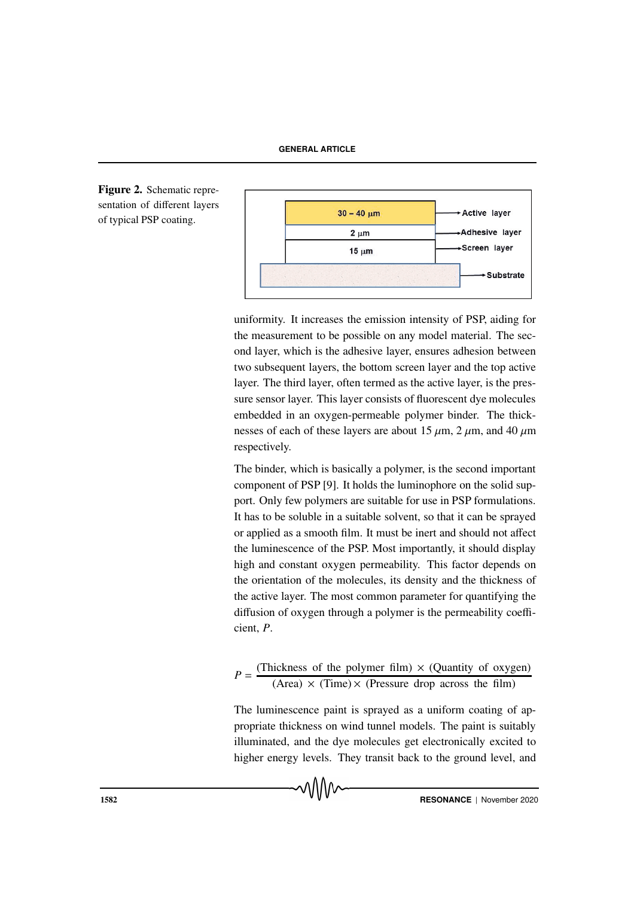**Figure 2.** Schematic representation of different layers of typical PSP coating.

uniformity. It increases the emission intensity of PSP, aiding for the measurement to be possible on any model material. The second layer, which is the adhesive layer, ensures adhesion between two subsequent layers, the bottom screen layer and the top active layer. The third layer, often termed as the active layer, is the pressure sensor layer. This layer consists of fluorescent dye molecules embedded in an oxygen-permeable polymer binder. The thicknesses of each of these layers are about 15 $\mu$m, 2 $\mu$m, and 40 $\mu$m respectively.

The binder, which is basically a polymer, is the second important component of PSP [9]. It holds the luminophore on the solid support. Only few polymers are suitable for use in PSP formulations. It has to be soluble in a suitable solvent, so that it can be sprayed or applied as a smooth film. It must be inert and should not affect the luminescence of the PSP. Most importantly, it should display high and constant oxygen permeability. This factor depends on the orientation of the molecules, its density and the thickness of the active layer. The most common parameter for quantifying the diffusion of oxygen through a polymer is the permeability coefficient, $P$.

$$P = \frac{(\text{Thickness of the polymer film}) \times (\text{Quantity of oxygen})}{(\text{Area}) \times (\text{Time}) \times (\text{Pressure drop across the film})}$$

The luminescence paint is sprayed as a uniform coating of appropriate thickness on wind tunnel models. The paint is suitably illuminated, and the dye molecules get electronically excited to higher energy levels. They transit back to the ground level, and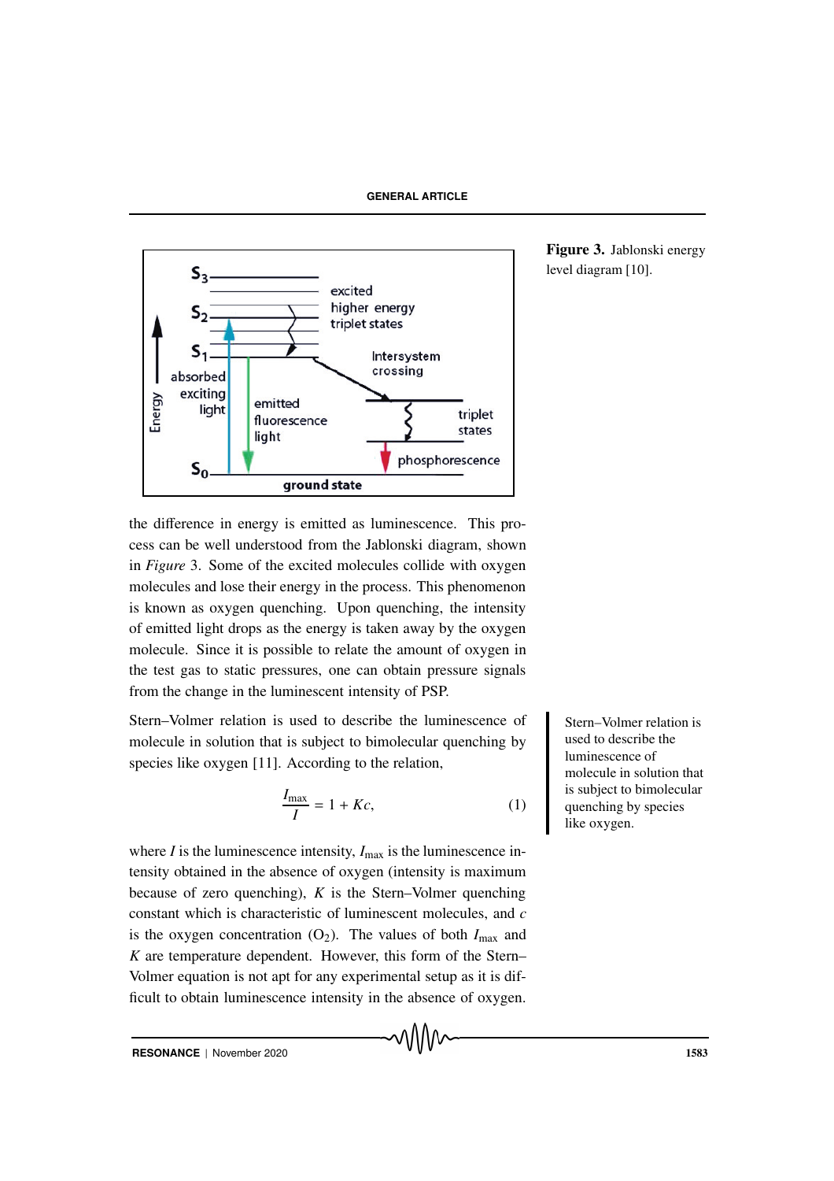Figure 3. Jablonski energy level diagram [10].

the difference in energy is emitted as luminescence. This process can be well understood from the Jablonski diagram, shown in *Figure* 3. Some of the excited molecules collide with oxygen molecules and lose their energy in the process. This phenomenon is known as oxygen quenching. Upon quenching, the intensity of emitted light drops as the energy is taken away by the oxygen molecule. Since it is possible to relate the amount of oxygen in the test gas to static pressures, one can obtain pressure signals from the change in the luminescent intensity of PSP.

Stern–Volmer relation is used to describe the luminescence of molecule in solution that is subject to bimolecular quenching by species like oxygen [11]. According to the relation,

Stern–Volmer relation is used to describe the luminescence of molecule in solution that is subject to bimolecular quenching by species like oxygen.

$$\frac{I_{\text{max}}}{I} = 1 + Kc, \tag{1}$$

where $I$ is the luminescence intensity, $I_{\text{max}}$ is the luminescence intensity obtained in the absence of oxygen (intensity is maximum because of zero quenching), $K$ is the Stern–Volmer quenching constant which is characteristic of luminescent molecules, and $c$ is the oxygen concentration ($O_2$). The values of both $I_{\text{max}}$ and $K$ are temperature dependent. However, this form of the Stern–Volmer equation is not apt for any experimental setup as it is difficult to obtain luminescence intensity in the absence of oxygen.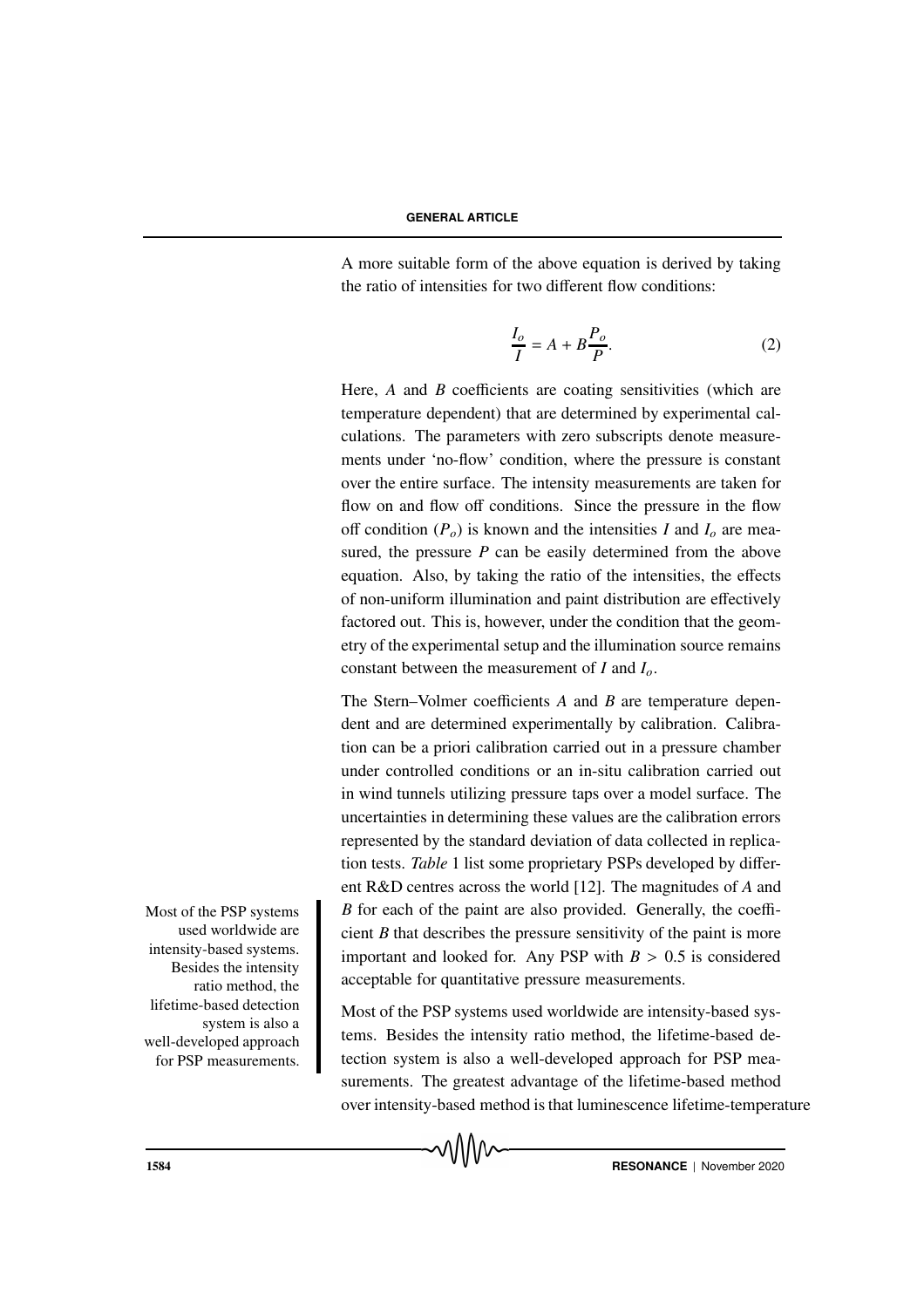A more suitable form of the above equation is derived by taking the ratio of intensities for two different flow conditions:

$$\frac{I_o}{I} = A + B\frac{P_o}{P}. \tag{2}$$

Here, $A$ and $B$ coefficients are coating sensitivities (which are temperature dependent) that are determined by experimental calculations. The parameters with zero subscripts denote measurements under 'no-flow' condition, where the pressure is constant over the entire surface. The intensity measurements are taken for flow on and flow off conditions. Since the pressure in the flow off condition ($P_o$) is known and the intensities $I$ and $I_o$ are measured, the pressure $P$ can be easily determined from the above equation. Also, by taking the ratio of the intensities, the effects of non-uniform illumination and paint distribution are effectively factored out. This is, however, under the condition that the geometry of the experimental setup and the illumination source remains constant between the measurement of $I$ and $I_o$.

The Stern–Volmer coefficients $A$ and $B$ are temperature dependent and are determined experimentally by calibration. Calibration can be a priori calibration carried out in a pressure chamber under controlled conditions or an in-situ calibration carried out in wind tunnels utilizing pressure taps over a model surface. The uncertainties in determining these values are the calibration errors represented by the standard deviation of data collected in replication tests. *Table* 1 list some proprietary PSPs developed by different R&D centres across the world [12]. The magnitudes of $A$ and $B$ for each of the paint are also provided. Generally, the coefficient $B$ that describes the pressure sensitivity of the paint is more important and looked for. Any PSP with $B > 0.5$ is considered acceptable for quantitative pressure measurements.

Most of the PSP systems used worldwide are intensity-based systems. Besides the intensity ratio method, the lifetime-based detection system is also a well-developed approach for PSP measurements.

Most of the PSP systems used worldwide are intensity-based systems. Besides the intensity ratio method, the lifetime-based detection system is also a well-developed approach for PSP measurements. The greatest advantage of the lifetime-based method over intensity-based method is that luminescence lifetime-temperature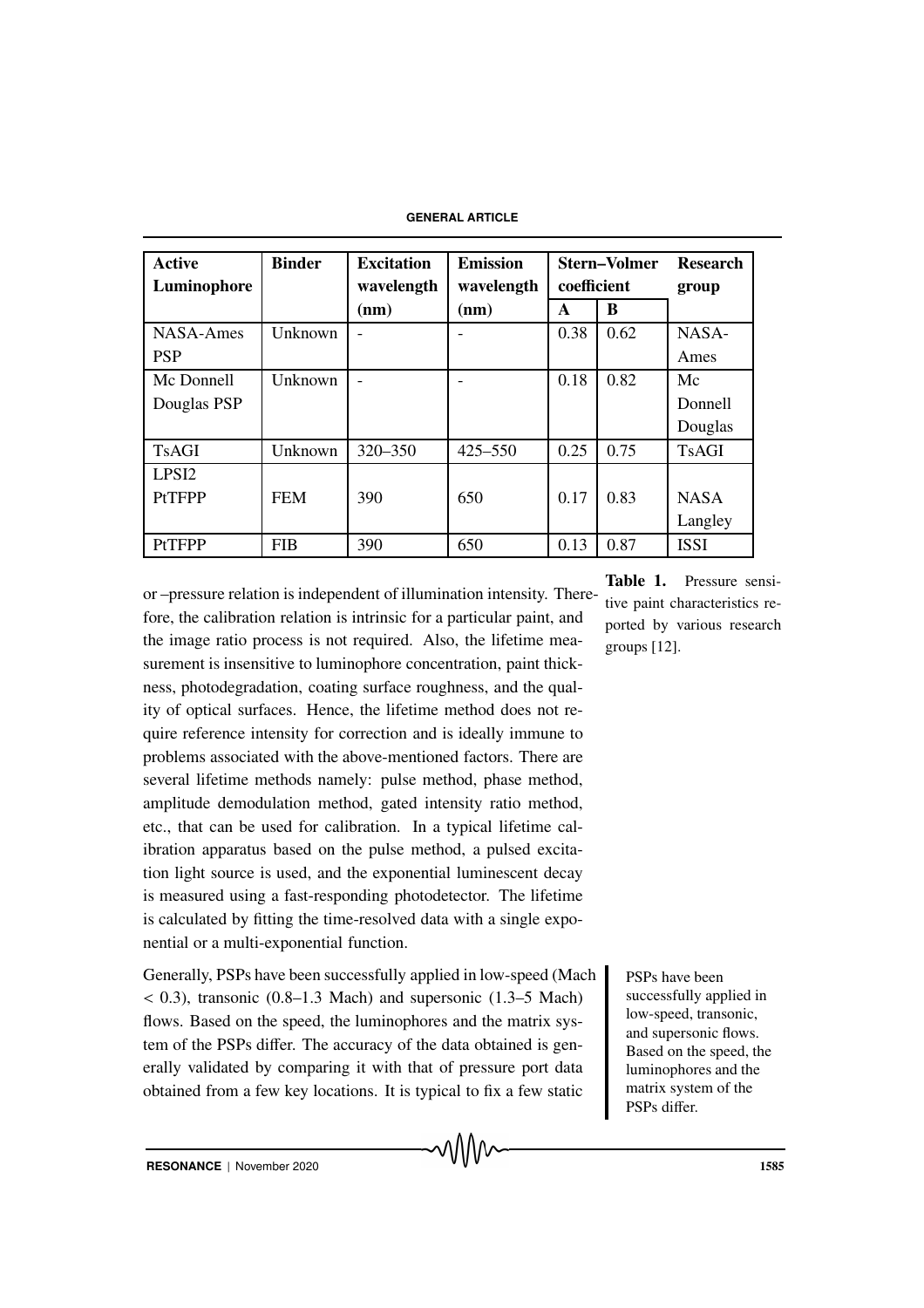| Active Luminophore | Binder | Excitation wavelength (nm) | Emission wavelength (nm) | Stern–Volmer coefficient | | Research group |
|---|---|---|---|---|---|---|
| | | | | A | B | |
| NASA-Ames PSP | Unknown | - | - | 0.38 | 0.62 | NASA-Ames |
| Mc Donnell Douglas PSP | Unknown | - | - | 0.18 | 0.82 | Mc Donnell Douglas |
| TsAGI | Unknown | 320–350 | 425–550 | 0.25 | 0.75 | TsAGI |
| LPSI2 PtTFPP | FEM | 390 | 650 | 0.17 | 0.83 | NASA Langley |
| PtTFPP | FIB | 390 | 650 | 0.13 | 0.87 | ISSI |

**Table 1.** Pressure sensitive paint characteristics reported by various research groups [12].

or –pressure relation is independent of illumination intensity. Therefore, the calibration relation is intrinsic for a particular paint, and the image ratio process is not required. Also, the lifetime measurement is insensitive to luminophore concentration, paint thickness, photodegradation, coating surface roughness, and the quality of optical surfaces. Hence, the lifetime method does not require reference intensity for correction and is ideally immune to problems associated with the above-mentioned factors. There are several lifetime methods namely: pulse method, phase method, amplitude demodulation method, gated intensity ratio method, etc., that can be used for calibration. In a typical lifetime calibration apparatus based on the pulse method, a pulsed excitation light source is used, and the exponential luminescent decay is measured using a fast-responding photodetector. The lifetime is calculated by fitting the time-resolved data with a single exponential or a multi-exponential function.

Generally, PSPs have been successfully applied in low-speed (Mach $< 0.3$), transonic (0.8–1.3 Mach) and supersonic (1.3–5 Mach) flows. Based on the speed, the luminophores and the matrix system of the PSPs differ. The accuracy of the data obtained is generally validated by comparing it with that of pressure port data obtained from a few key locations. It is typical to fix a few static

PSPs have been successfully applied in low-speed, transonic, and supersonic flows. Based on the speed, the luminophores and the matrix system of the PSPs differ.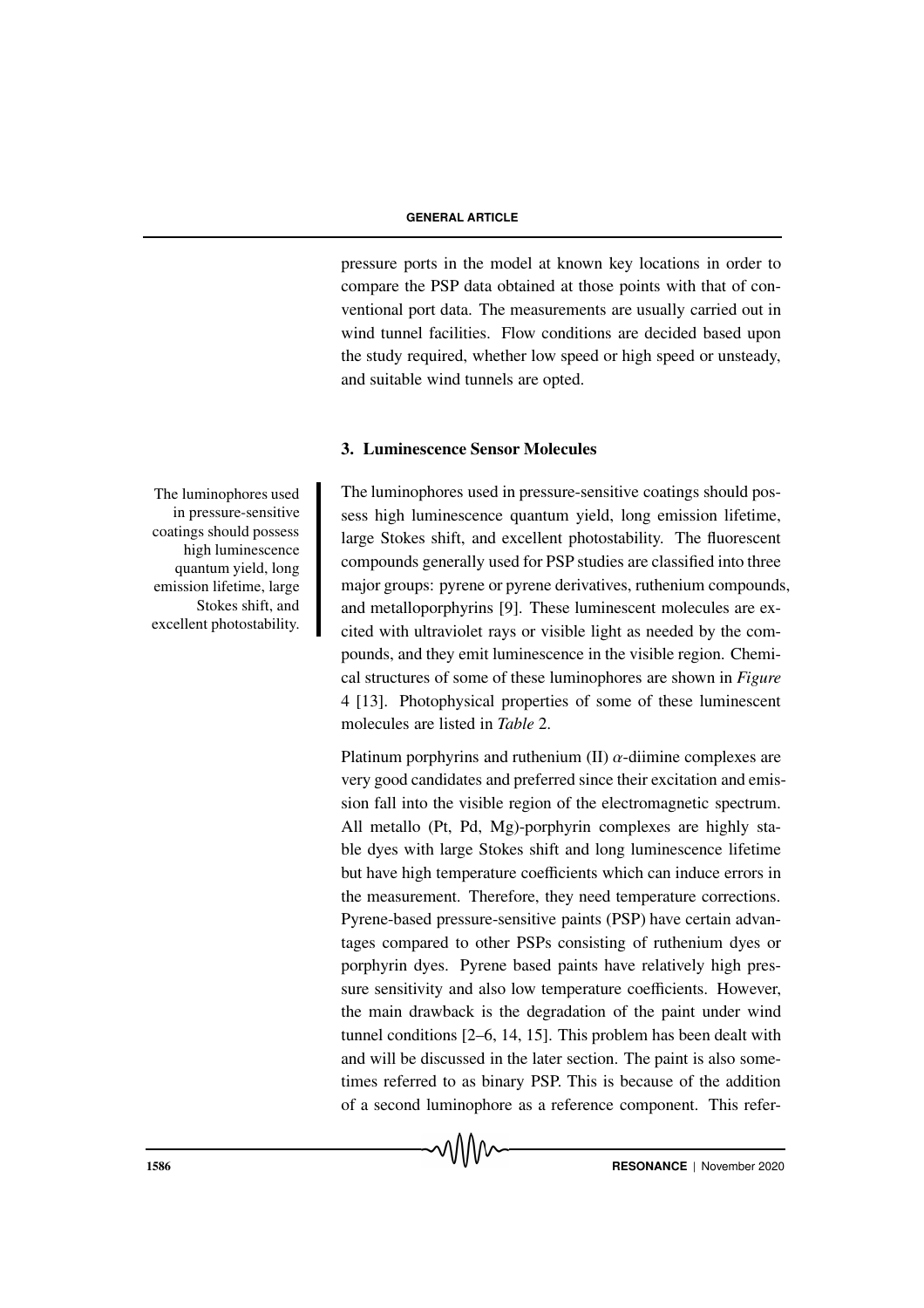pressure ports in the model at known key locations in order to compare the PSP data obtained at those points with that of conventional port data. The measurements are usually carried out in wind tunnel facilities. Flow conditions are decided based upon the study required, whether low speed or high speed or unsteady, and suitable wind tunnels are opted.

## 3. Luminescence Sensor Molecules

The luminophores used in pressure-sensitive coatings should possess high luminescence quantum yield, long emission lifetime, large Stokes shift, and excellent photostability.

The luminophores used in pressure-sensitive coatings should possess high luminescence quantum yield, long emission lifetime, large Stokes shift, and excellent photostability. The fluorescent compounds generally used for PSP studies are classified into three major groups: pyrene or pyrene derivatives, ruthenium compounds, and metalloporphyrins [9]. These luminescent molecules are excited with ultraviolet rays or visible light as needed by the compounds, and they emit luminescence in the visible region. Chemical structures of some of these luminophores are shown in *Figure* 4 [13]. Photophysical properties of some of these luminescent molecules are listed in *Table* 2.

Platinum porphyrins and ruthenium (II) $\alpha$-diimine complexes are very good candidates and preferred since their excitation and emission fall into the visible region of the electromagnetic spectrum. All metallo (Pt, Pd, Mg)-porphyrin complexes are highly stable dyes with large Stokes shift and long luminescence lifetime but have high temperature coefficients which can induce errors in the measurement. Therefore, they need temperature corrections. Pyrene-based pressure-sensitive paints (PSP) have certain advantages compared to other PSPs consisting of ruthenium dyes or porphyrin dyes. Pyrene based paints have relatively high pressure sensitivity and also low temperature coefficients. However, the main drawback is the degradation of the paint under wind tunnel conditions [2–6, 14, 15]. This problem has been dealt with and will be discussed in the later section. The paint is also sometimes referred to as binary PSP. This is because of the addition of a second luminophore as a reference component. This refer-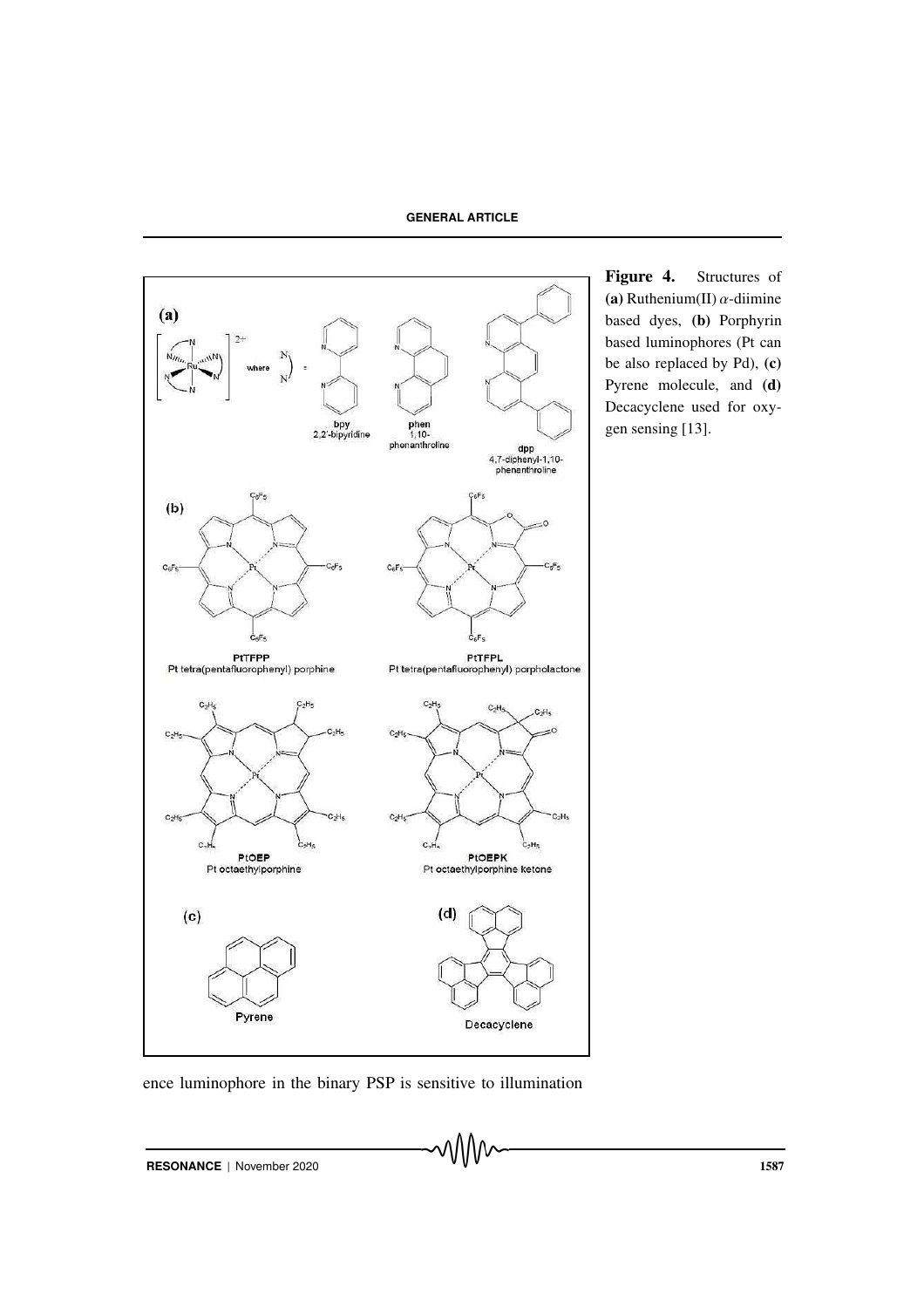**Figure 4.** Structures of **(a)** Ruthenium(II) $\alpha$-diimine based dyes, **(b)** Porphyrin based luminophores (Pt can be also replaced by Pd), **(c)** Pyrene molecule, and **(d)** Decacyclene used for oxygen sensing [13].

ence luminophore in the binary PSP is sensitive to illumination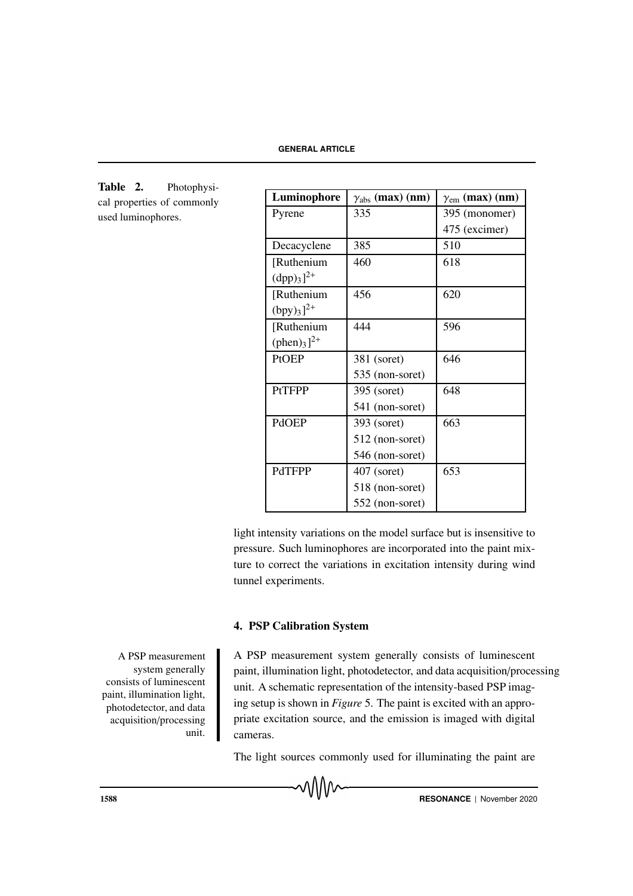**Table 2.** Photophysical properties of commonly used luminophores.

| Luminophore | $\gamma_{abs}$ (max) (nm) | $\gamma_{em}$ (max) (nm) |
| --- | --- | --- |
| Pyrene | 335 | 395 (monomer) 475 (excimer) |
| Decacyclene | 385 | 510 |
| [Ruthenium $(dpp)_3]^{2+}$ | 460 | 618 |
| [Ruthenium $(bpy)_3]^{2+}$ | 456 | 620 |
| [Ruthenium $(phen)_3]^{2+}$ | 444 | 596 |
| PtOEP | 381 (soret) 535 (non-soret) | 646 |
| PtTFPP | 395 (soret) 541 (non-soret) | 648 |
| PdOEP | 393 (soret) 512 (non-soret) 546 (non-soret) | 663 |
| PdTFPP | 407 (soret) 518 (non-soret) 552 (non-soret) | 653 |

light intensity variations on the model surface but is insensitive to pressure. Such luminophores are incorporated into the paint mixture to correct the variations in excitation intensity during wind tunnel experiments.

## 4. PSP Calibration System

A PSP measurement system generally consists of luminescent paint, illumination light, photodetector, and data acquisition/processing unit.

A PSP measurement system generally consists of luminescent paint, illumination light, photodetector, and data acquisition/processing unit. A schematic representation of the intensity-based PSP imaging setup is shown in *Figure* 5. The paint is excited with an appropriate excitation source, and the emission is imaged with digital cameras.

The light sources commonly used for illuminating the paint are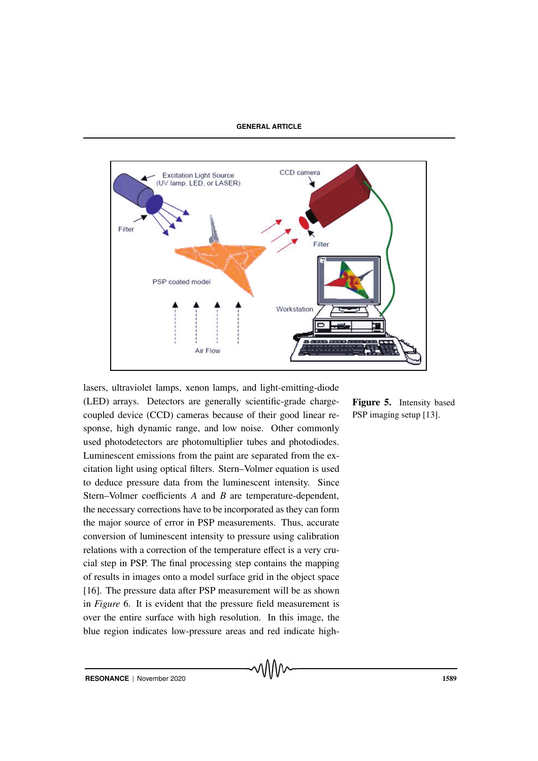lasers, ultraviolet lamps, xenon lamps, and light-emitting-diode (LED) arrays. Detectors are generally scientific-grade charge-coupled device (CCD) cameras because of their good linear response, high dynamic range, and low noise. Other commonly used photodetectors are photomultiplier tubes and photodiodes. Luminescent emissions from the paint are separated from the excitation light using optical filters. Stern–Volmer equation is used to deduce pressure data from the luminescent intensity. Since Stern–Volmer coefficients $A$ and $B$ are temperature-dependent, the necessary corrections have to be incorporated as they can form the major source of error in PSP measurements. Thus, accurate conversion of luminescent intensity to pressure using calibration relations with a correction of the temperature effect is a very crucial step in PSP. The final processing step contains the mapping of results in images onto a model surface grid in the object space [16]. The pressure data after PSP measurement will be as shown in *Figure* 6. It is evident that the pressure field measurement is over the entire surface with high resolution. In this image, the blue region indicates low-pressure areas and red indicate high-

**Figure 5.** Intensity based PSP imaging setup [13].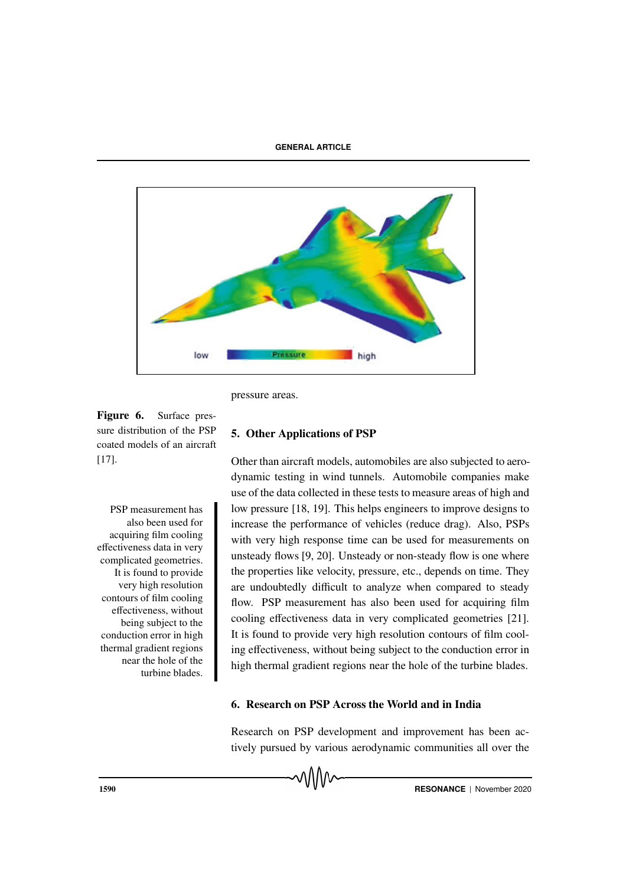pressure areas.

Figure 6. Surface pressure distribution of the PSP coated models of an aircraft [17].

## 5. Other Applications of PSP

Other than aircraft models, automobiles are also subjected to aerodynamic testing in wind tunnels. Automobile companies make use of the data collected in these tests to measure areas of high and low pressure [18, 19]. This helps engineers to improve designs to increase the performance of vehicles (reduce drag). Also, PSPs with very high response time can be used for measurements on unsteady flows [9, 20]. Unsteady or non-steady flow is one where the properties like velocity, pressure, etc., depends on time. They are undoubtedly difficult to analyze when compared to steady flow. PSP measurement has also been used for acquiring film cooling effectiveness data in very complicated geometries [21]. It is found to provide very high resolution contours of film cooling effectiveness, without being subject to the conduction error in high thermal gradient regions near the hole of the turbine blades.

PSP measurement has also been used for acquiring film cooling effectiveness data in very complicated geometries. It is found to provide very high resolution contours of film cooling effectiveness, without being subject to the conduction error in high thermal gradient regions near the hole of the turbine blades.

## 6. Research on PSP Across the World and in India

Research on PSP development and improvement has been actively pursued by various aerodynamic communities all over the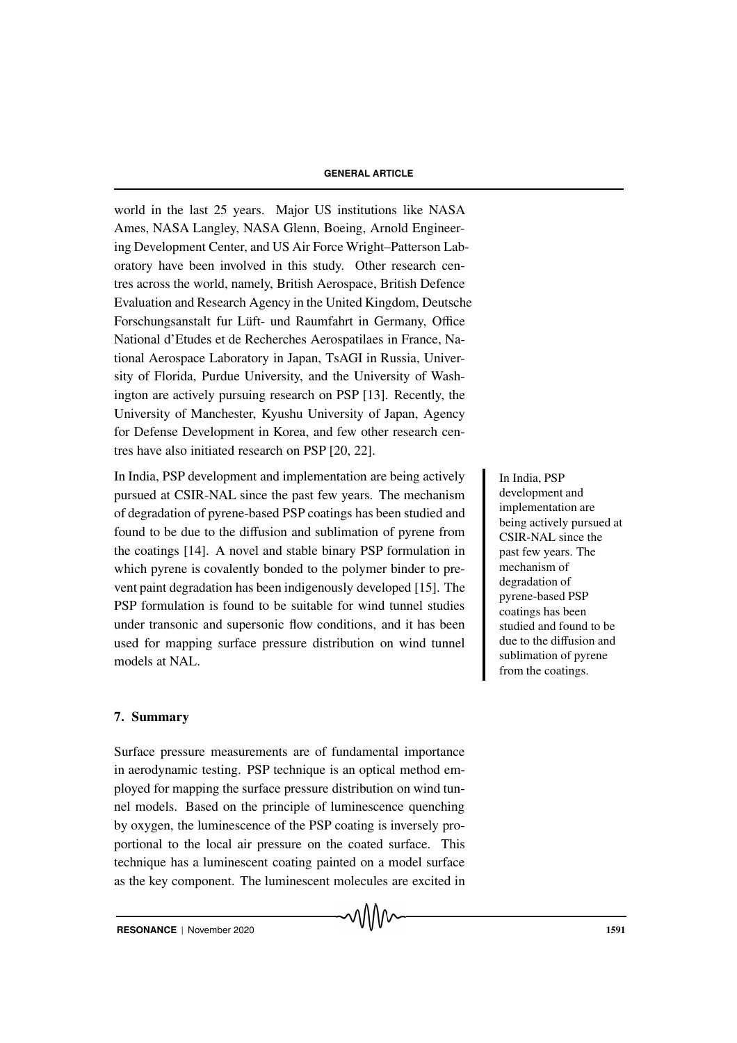world in the last 25 years. Major US institutions like NASA Ames, NASA Langley, NASA Glenn, Boeing, Arnold Engineering Development Center, and US Air Force Wright–Patterson Laboratory have been involved in this study. Other research centres across the world, namely, British Aerospace, British Defence Evaluation and Research Agency in the United Kingdom, Deutsche Forschungsanstalt fur Lüft- und Raumfahrt in Germany, Office National d'Etudes et de Recherches Aerospatilaes in France, National Aerospace Laboratory in Japan, TsAGI in Russia, University of Florida, Purdue University, and the University of Washington are actively pursuing research on PSP [13]. Recently, the University of Manchester, Kyushu University of Japan, Agency for Defense Development in Korea, and few other research centres have also initiated research on PSP [20, 22].

In India, PSP development and implementation are being actively pursued at CSIR-NAL since the past few years. The mechanism of degradation of pyrene-based PSP coatings has been studied and found to be due to the diffusion and sublimation of pyrene from the coatings [14]. A novel and stable binary PSP formulation in which pyrene is covalently bonded to the polymer binder to prevent paint degradation has been indigenously developed [15]. The PSP formulation is found to be suitable for wind tunnel studies under transonic and supersonic flow conditions, and it has been used for mapping surface pressure distribution on wind tunnel models at NAL.

> In India, PSP development and implementation are being actively pursued at CSIR-NAL since the past few years. The mechanism of degradation of pyrene-based PSP coatings has been studied and found to be due to the diffusion and sublimation of pyrene from the coatings.

## 7. Summary

Surface pressure measurements are of fundamental importance in aerodynamic testing. PSP technique is an optical method employed for mapping the surface pressure distribution on wind tunnel models. Based on the principle of luminescence quenching by oxygen, the luminescence of the PSP coating is inversely proportional to the local air pressure on the coated surface. This technique has a luminescent coating painted on a model surface as the key component. The luminescent molecules are excited in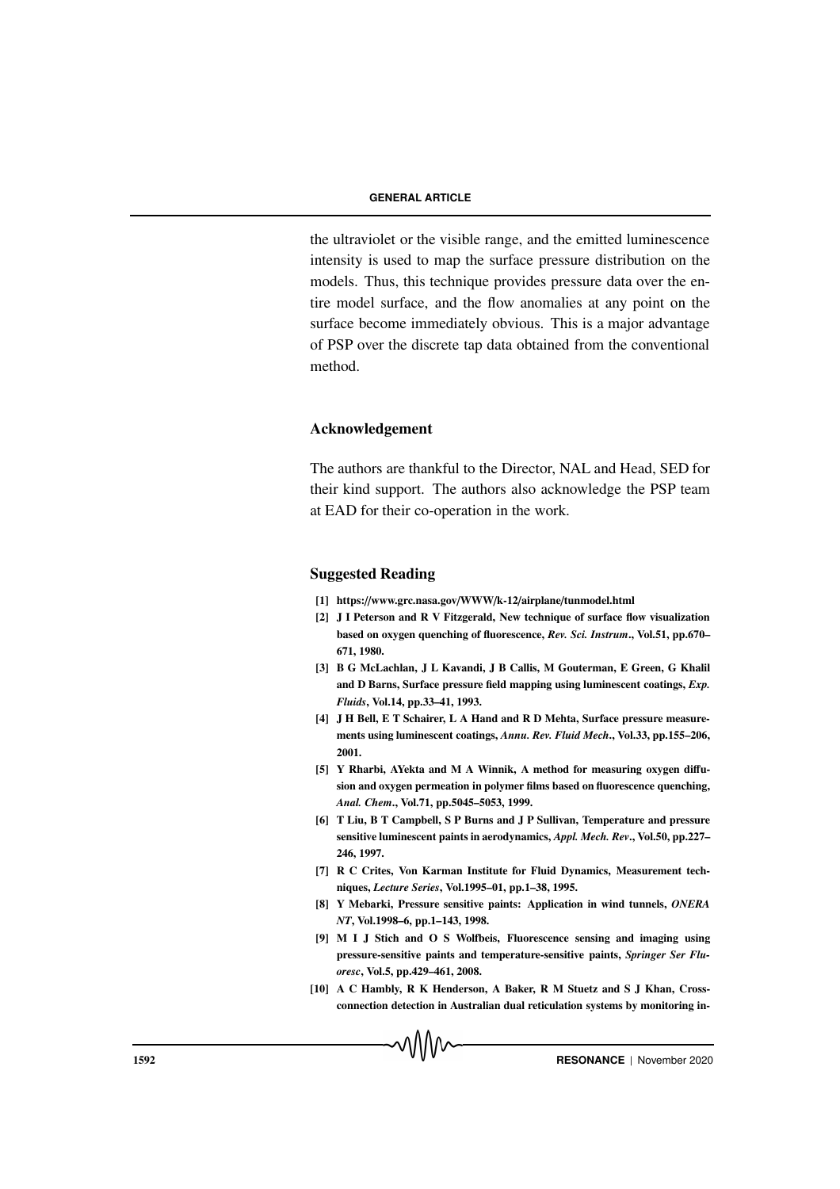the ultraviolet or the visible range, and the emitted luminescence intensity is used to map the surface pressure distribution on the models. Thus, this technique provides pressure data over the entire model surface, and the flow anomalies at any point on the surface become immediately obvious. This is a major advantage of PSP over the discrete tap data obtained from the conventional method.

## Acknowledgement

The authors are thankful to the Director, NAL and Head, SED for their kind support. The authors also acknowledge the PSP team at EAD for their co-operation in the work.

## Suggested Reading

**[1] https://www.grc.nasa.gov/WWW/k-12/airplane/tunmodel.html**

**[2] J I Peterson and R V Fitzgerald, New technique of surface flow visualization based on oxygen quenching of fluorescence, *Rev. Sci. Instrum*., Vol.51, pp.670–671, 1980.**

**[3] B G McLachlan, J L Kavandi, J B Callis, M Gouterman, E Green, G Khalil and D Barns, Surface pressure field mapping using luminescent coatings, *Exp. Fluids*, Vol.14, pp.33–41, 1993.**

**[4] J H Bell, E T Schairer, L A Hand and R D Mehta, Surface pressure measurements using luminescent coatings, *Annu. Rev. Fluid Mech*., Vol.33, pp.155–206, 2001.**

**[5] Y Rharbi, AYekta and M A Winnik, A method for measuring oxygen diffusion and oxygen permeation in polymer films based on fluorescence quenching, *Anal. Chem*., Vol.71, pp.5045–5053, 1999.**

**[6] T Liu, B T Campbell, S P Burns and J P Sullivan, Temperature and pressure sensitive luminescent paints in aerodynamics, *Appl. Mech. Rev*., Vol.50, pp.227–246, 1997.**

**[7] R C Crites, Von Karman Institute for Fluid Dynamics, Measurement techniques, *Lecture Series*, Vol.1995–01, pp.1–38, 1995.**

**[8] Y Mebarki, Pressure sensitive paints: Application in wind tunnels, *ONERA NT*, Vol.1998–6, pp.1–143, 1998.**

**[9] M I J Stich and O S Wolfbeis, Fluorescence sensing and imaging using pressure-sensitive paints and temperature-sensitive paints, *Springer Ser Fluoresc*, Vol.5, pp.429–461, 2008.**

**[10] A C Hambly, R K Henderson, A Baker, R M Stuetz and S J Khan, Cross-connection detection in Australian dual reticulation systems by monitoring in-**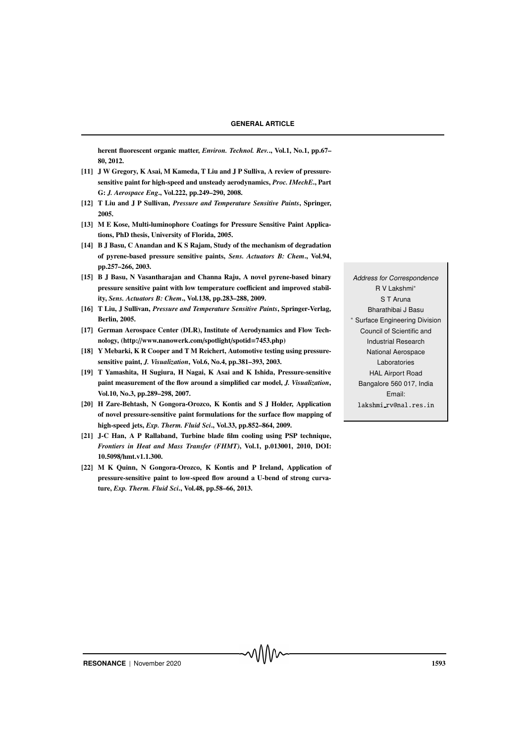**herent fluorescent organic matter, *Environ. Technol. Rev.*, Vol.1, No.1, pp.67–80, 2012.**

**[11] J W Gregory, K Asai, M Kameda, T Liu and J P Sulliva, A review of pressure-sensitive paint for high-speed and unsteady aerodynamics, *Proc. IMechE.*, Part G: *J. Aerospace Eng.*, Vol.222, pp.249–290, 2008.**

**[12] T Liu and J P Sullivan, *Pressure and Temperature Sensitive Paints*, Springer, 2005.**

**[13] M E Kose, Multi-luminophore Coatings for Pressure Sensitive Paint Applications, PhD thesis, University of Florida, 2005.**

**[14] B J Basu, C Anandan and K S Rajam, Study of the mechanism of degradation of pyrene-based pressure sensitive paints, *Sens. Actuators B: Chem.*, Vol.94, pp.257–266, 2003.**

**[15] B J Basu, N Vasantharajan and Channa Raju, A novel pyrene-based binary pressure sensitive paint with low temperature coefficient and improved stability, *Sens. Actuators B: Chem.*, Vol.138, pp.283–288, 2009.**

**[16] T Liu, J Sullivan, *Pressure and Temperature Sensitive Paints*, Springer-Verlag, Berlin, 2005.**

**[17] German Aerospace Center (DLR), Institute of Aerodynamics and Flow Technology, (http://www.nanowerk.com/spotlight/spotid=7453.php)**

**[18] Y Mebarki, K R Cooper and T M Reichert, Automotive testing using pressure-sensitive paint, *J. Visualization*, Vol.6, No.4, pp.381–393, 2003.**

**[19] T Yamashita, H Sugiura, H Nagai, K Asai and K Ishida, Pressure-sensitive paint measurement of the flow around a simplified car model, *J. Visualization*, Vol.10, No.3, pp.289–298, 2007.**

**[20] H Zare-Behtash, N Gongora-Orozco, K Kontis and S J Holder, Application of novel pressure-sensitive paint formulations for the surface flow mapping of high-speed jets, *Exp. Therm. Fluid Sci.*, Vol.33, pp.852–864, 2009.**

**[21] J-C Han, A P Rallaband, Turbine blade film cooling using PSP technique, *Frontiers in Heat and Mass Transfer (FHMT)*, Vol.1, p.013001, 2010, DOI: 10.5098/hmt.v1.1.300.**

**[22] M K Quinn, N Gongora-Orozco, K Kontis and P Ireland, Application of pressure-sensitive paint to low-speed flow around a U-bend of strong curvature, *Exp. Therm. Fluid Sci.*, Vol.48, pp.58–66, 2013.**

*Address for Correspondence*
R V Lakshmi*
S T Aruna
Bharathibai J Basu
* Surface Engineering Division
Council of Scientific and Industrial Research
National Aerospace Laboratories
HAL Airport Road
Bangalore 560 017, India
Email:
lakshmi_rv@nal.res.in